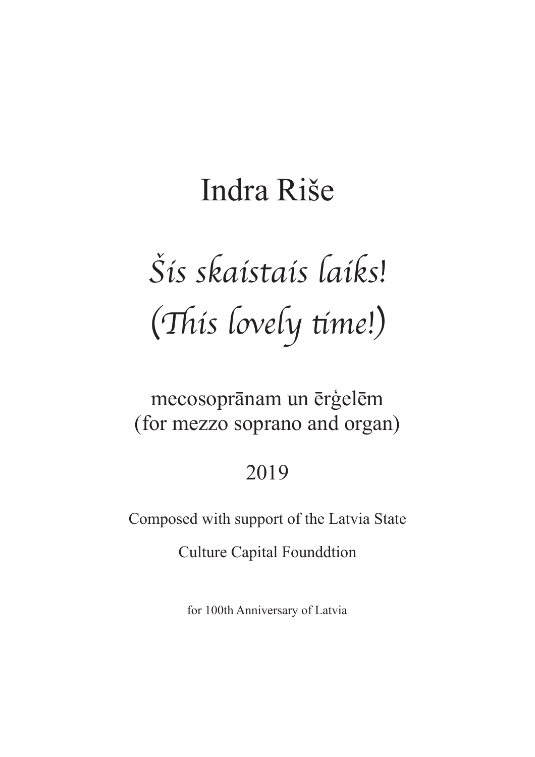# Indra Riše

# *Šis skaistais laiks!*
# *(This lovely time!)*

mecosoprānam un ērģelēm
(for mezzo soprano and organ)

2019

Composed with support of the Latvia State

Culture Capital Founddtion

for 100th Anniversary of Latvia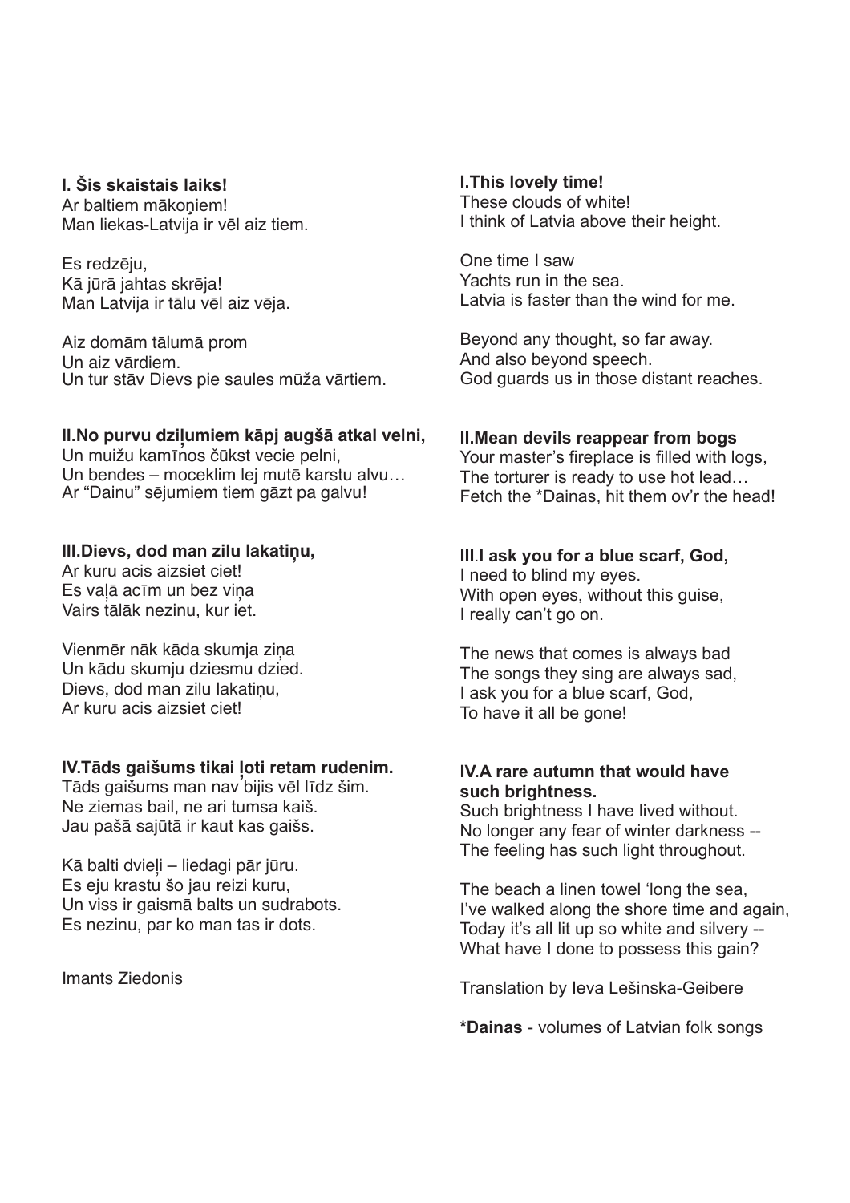**I. Šis skaistais laiks!**
Ar baltiem mākoņiem!
Man liekas-Latvija ir vēl aiz tiem.

Es redzēju,
Kā jūrā jahtas skrēja!
Man Latvija ir tālu vēl aiz vēja.

Aiz domām tālumā prom
Un aiz vārdiem.
Un tur stāv Dievs pie saules mūža vārtiem.

**II.No purvu dziļumiem kāpj augšā atkal velni,**
Un muižu kamīnos čūkst vecie pelni,
Un bendes – moceklim lej mutē karstu alvu…
Ar "Dainu" sējumiem tiem gāzt pa galvu!

**III.Dievs, dod man zilu lakatiņu,**
Ar kuru acis aizsiet ciet!
Es vaļā acīm un bez viņa
Vairs tālāk nezinu, kur iet.

Vienmēr nāk kāda skumja ziņa
Un kādu skumju dziesmu dzied.
Dievs, dod man zilu lakatiņu,
Ar kuru acis aizsiet ciet!

**IV.Tāds gaišums tikai ļoti retam rudenim.**
Tāds gaišums man nav bijis vēl līdz šim.
Ne ziemas bail, ne arī tumsa kaiš.
Jau pašā sajūtā ir kaut kas gaišs.

Kā balti dvieļi – liedagi pār jūru.
Es eju krastu šo jau reizi kuru,
Un viss ir gaismā balts un sudrabots.
Es nezinu, par ko man tas ir dots.

Imants Ziedonis

**I.This lovely time!**
These clouds of white!
I think of Latvia above their height.

One time I saw
Yachts run in the sea.
Latvia is faster than the wind for me.

Beyond any thought, so far away.
And also beyond speech.
God guards us in those distant reaches.

**II.Mean devils reappear from bogs**
Your master's fireplace is filled with logs,
The torturer is ready to use hot lead…
Fetch the *Dainas, hit them ov'r the head!

**III.I ask you for a blue scarf, God,**
I need to blind my eyes.
With open eyes, without this guise,
I really can't go on.

The news that comes is always bad
The songs they sing are always sad,
I ask you for a blue scarf, God,
To have it all be gone!

**IV.A rare autumn that would have such brightness.**
Such brightness I have lived without.
No longer any fear of winter darkness --
The feeling has such light throughout.

The beach a linen towel 'long the sea,
I've walked along the shore time and again,
Today it's all lit up so white and silvery --
What have I done to possess this gain?

Translation by Ieva Lešinska-Geibere

**\*Dainas** - volumes of Latvian folk songs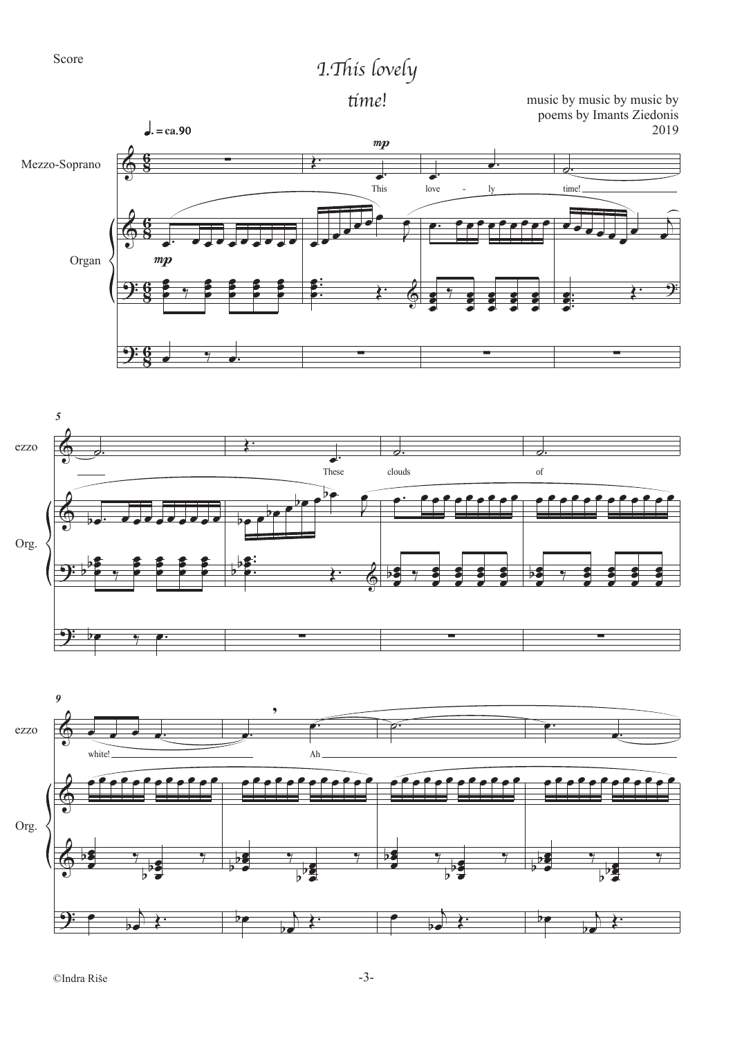Score

# I. This lovely time!

music by music by music by
poems by Imants Ziedonis
2019

♩. = ca.90

Mezzo-Soprano

Organ

*mp*

This love - ly time!

*mp*

5

These clouds of

9

white! Ah

©Indra Riše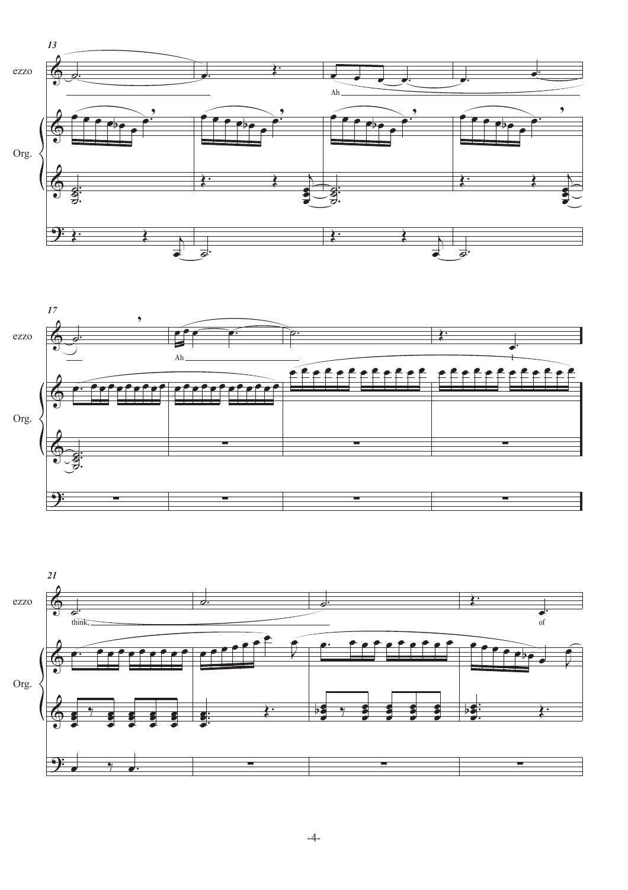13

ezzo

Ah

Org.

17

ezzo

Ah

I

Org.

21

ezzo

think,

of

Org.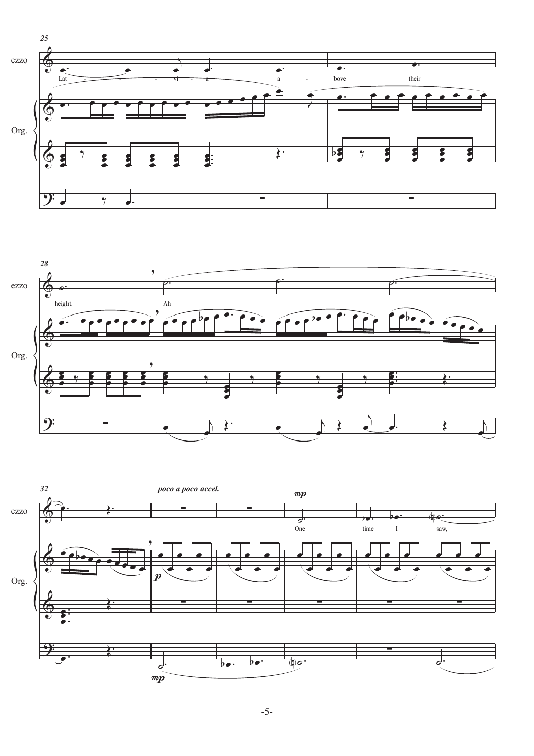25

ezzo

Lat - - - - vi - a a - bove their

Org.

28

ezzo

height. Ah

Org.

32

*poco a poco accel.*

***mp***

ezzo

One time I saw,

Org.

***p***

***mp***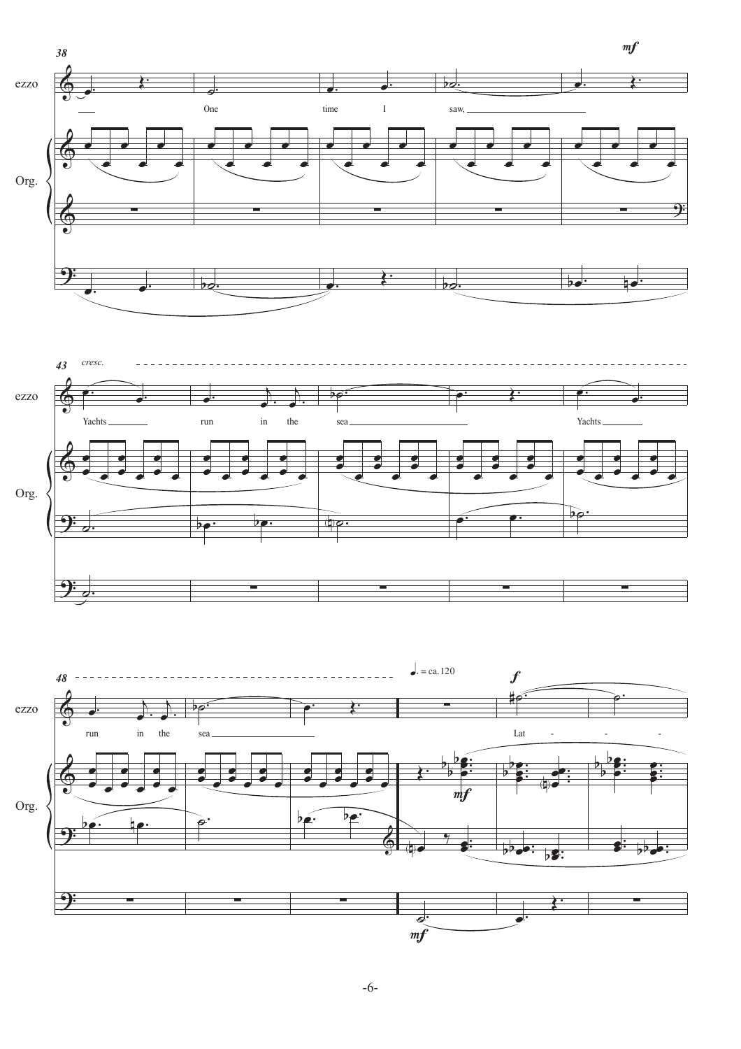38

ezzo

One time I saw,

Org.

*mf*

43 *cresc.*

Yachts run in the sea Yachts

48

run in the sea

♩. = ca. 120

*f*

Lat - - -

*mf*

*mf*